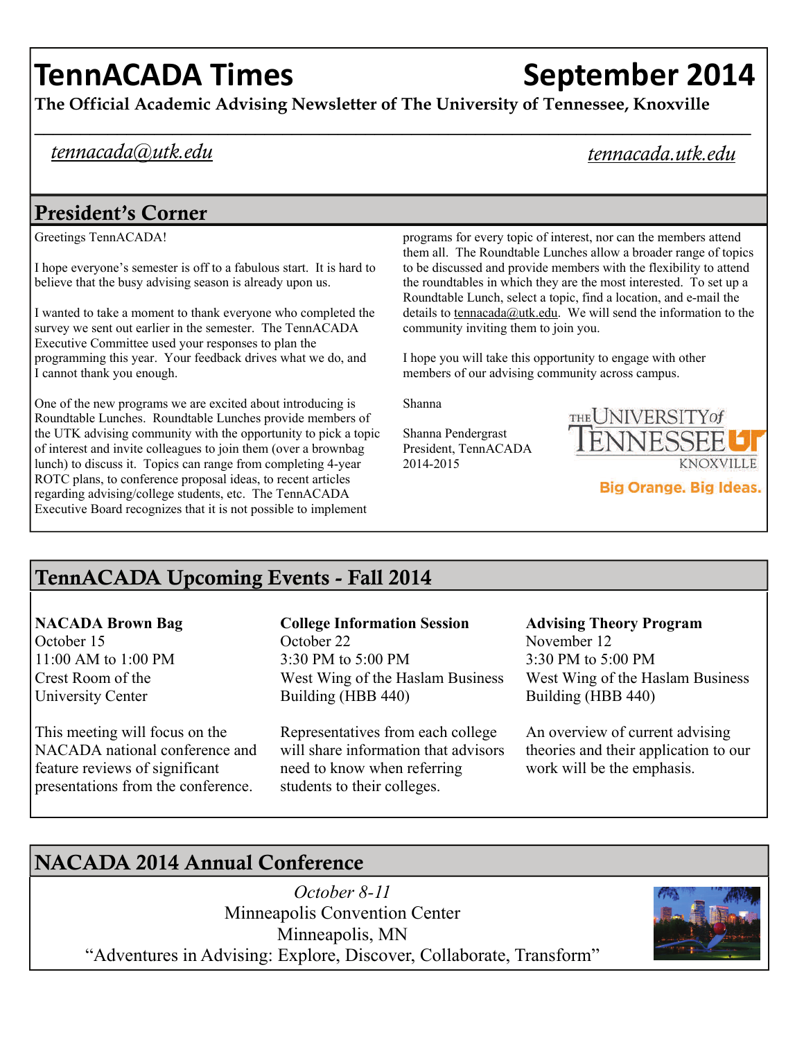# TennACADA Times

# September 2014

**The Official Academic Advising Newsletter of The University of Tennessee, Knoxville**

*tennacada@utk.edu* *tennacada.utk.edu*

## President's Corner

Greetings TennACADA!

I hope everyone's semester is off to a fabulous start. It is hard to believe that the busy advising season is already upon us.

I wanted to take a moment to thank everyone who completed the survey we sent out earlier in the semester. The TennACADA Executive Committee used your responses to plan the programming this year. Your feedback drives what we do, and I cannot thank you enough.

One of the new programs we are excited about introducing is Roundtable Lunches. Roundtable Lunches provide members of the UTK advising community with the opportunity to pick a topic of interest and invite colleagues to join them (over a brownbag lunch) to discuss it. Topics can range from completing 4-year ROTC plans, to conference proposal ideas, to recent articles regarding advising/college students, etc. The TennACADA Executive Board recognizes that it is not possible to implement programs for every topic of interest, nor can the members attend them all. The Roundtable Lunches allow a broader range of topics to be discussed and provide members with the flexibility to attend the roundtables in which they are the most interested. To set up a Roundtable Lunch, select a topic, find a location, and e-mail the details to tennacada@utk.edu. We will send the information to the community inviting them to join you.

I hope you will take this opportunity to engage with other members of our advising community across campus.

Shanna

Shanna Pendergrast
President, TennACADA
2014-2015

THE UNIVERSITY of TENNESSEE KNOXVILLE
Big Orange. Big Ideas.

## TennACADA Upcoming Events - Fall 2014

**NACADA Brown Bag**
October 15
11:00 AM to 1:00 PM
Crest Room of the University Center

This meeting will focus on the NACADA national conference and feature reviews of significant presentations from the conference.

**College Information Session**
October 22
3:30 PM to 5:00 PM
West Wing of the Haslam Business Building (HBB 440)

Representatives from each college will share information that advisors need to know when referring students to their colleges.

**Advising Theory Program**
November 12
3:30 PM to 5:00 PM
West Wing of the Haslam Business Building (HBB 440)

An overview of current advising theories and their application to our work will be the emphasis.

## NACADA 2014 Annual Conference

*October 8-11*
Minneapolis Convention Center
Minneapolis, MN
"Adventures in Advising: Explore, Discover, Collaborate, Transform"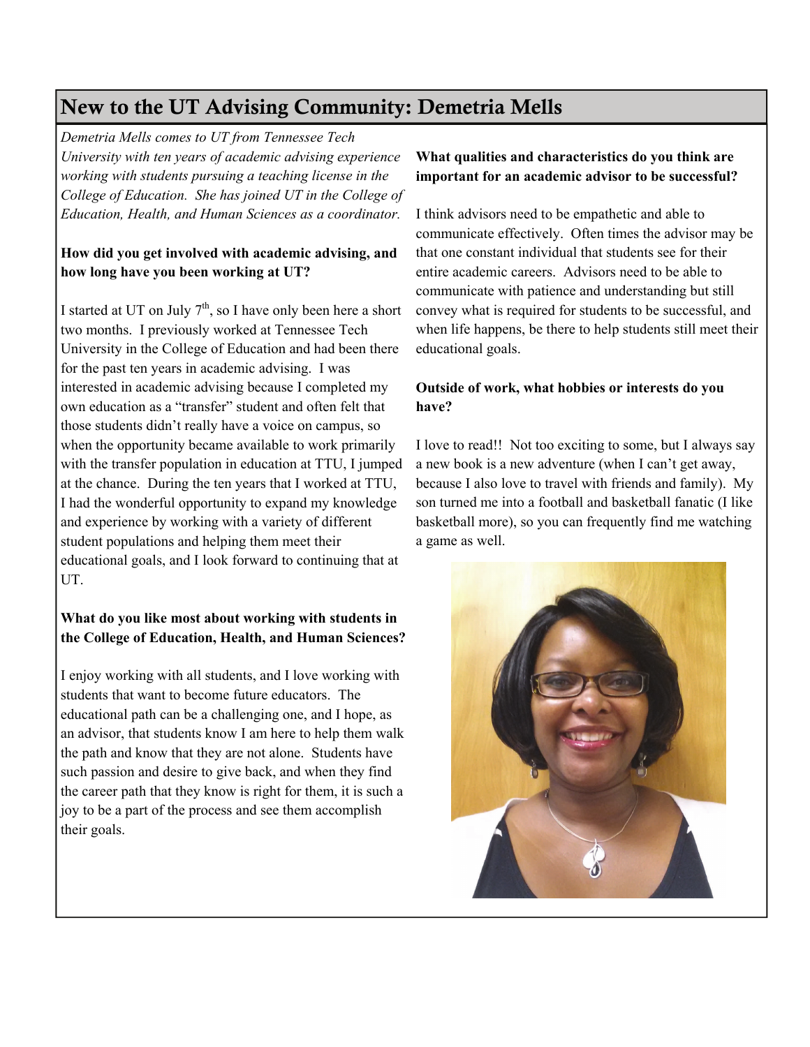# New to the UT Advising Community: Demetria Mells

*Demetria Mells comes to UT from Tennessee Tech University with ten years of academic advising experience working with students pursuing a teaching license in the College of Education. She has joined UT in the College of Education, Health, and Human Sciences as a coordinator.*

**How did you get involved with academic advising, and how long have you been working at UT?**

I started at UT on July 7th, so I have only been here a short two months. I previously worked at Tennessee Tech University in the College of Education and had been there for the past ten years in academic advising. I was interested in academic advising because I completed my own education as a "transfer" student and often felt that those students didn't really have a voice on campus, so when the opportunity became available to work primarily with the transfer population in education at TTU, I jumped at the chance. During the ten years that I worked at TTU, I had the wonderful opportunity to expand my knowledge and experience by working with a variety of different student populations and helping them meet their educational goals, and I look forward to continuing that at UT.

**What do you like most about working with students in the College of Education, Health, and Human Sciences?**

I enjoy working with all students, and I love working with students that want to become future educators. The educational path can be a challenging one, and I hope, as an advisor, that students know I am here to help them walk the path and know that they are not alone. Students have such passion and desire to give back, and when they find the career path that they know is right for them, it is such a joy to be a part of the process and see them accomplish their goals.

**What qualities and characteristics do you think are important for an academic advisor to be successful?**

I think advisors need to be empathetic and able to communicate effectively. Often times the advisor may be that one constant individual that students see for their entire academic careers. Advisors need to be able to communicate with patience and understanding but still convey what is required for students to be successful, and when life happens, be there to help students still meet their educational goals.

**Outside of work, what hobbies or interests do you have?**

I love to read!! Not too exciting to some, but I always say a new book is a new adventure (when I can't get away, because I also love to travel with friends and family). My son turned me into a football and basketball fanatic (I like basketball more), so you can frequently find me watching a game as well.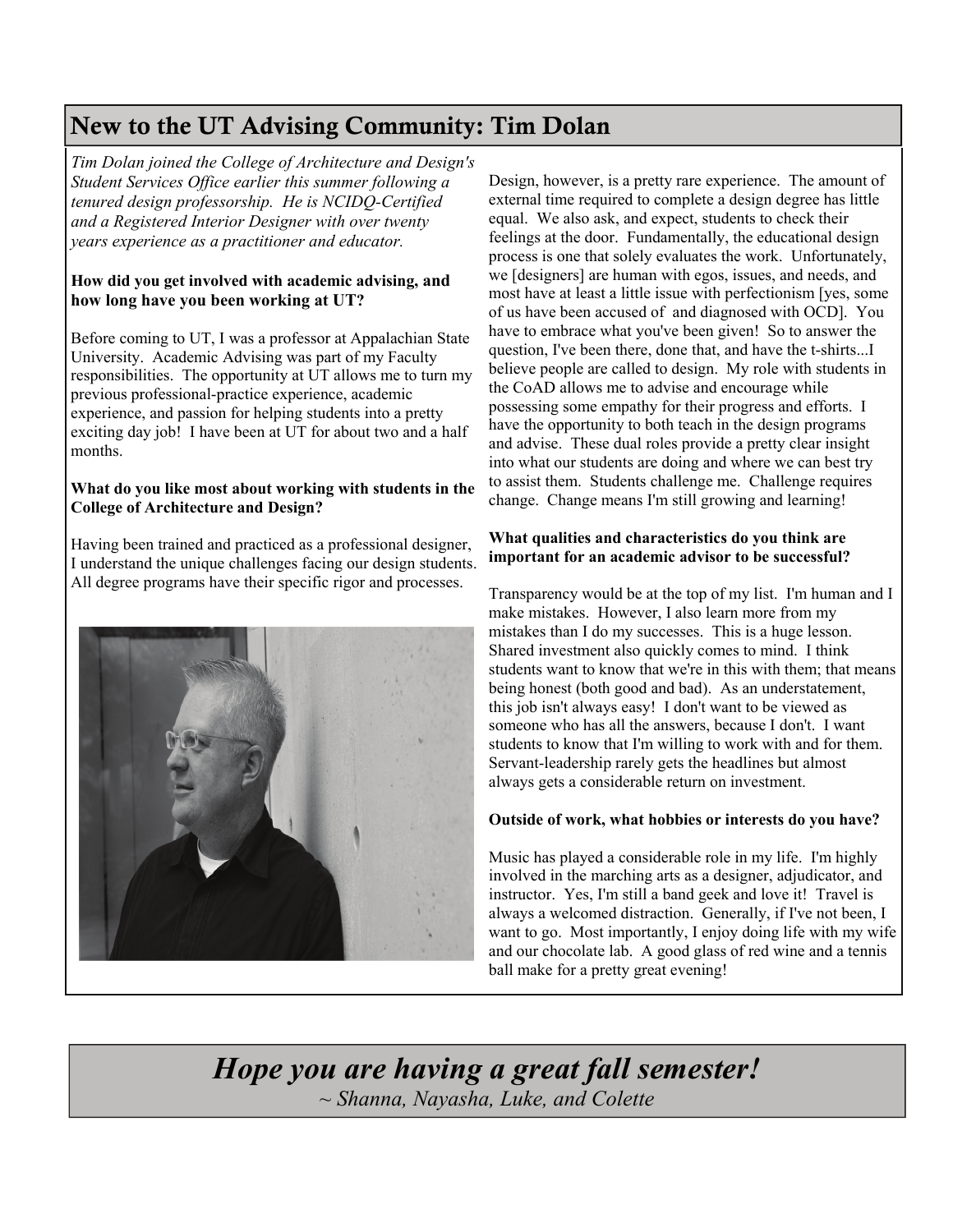## New to the UT Advising Community: Tim Dolan

*Tim Dolan joined the College of Architecture and Design's Student Services Office earlier this summer following a tenured design professorship. He is NCIDQ-Certified and a Registered Interior Designer with over twenty years experience as a practitioner and educator.*

**How did you get involved with academic advising, and how long have you been working at UT?**

Before coming to UT, I was a professor at Appalachian State University. Academic Advising was part of my Faculty responsibilities. The opportunity at UT allows me to turn my previous professional-practice experience, academic experience, and passion for helping students into a pretty exciting day job! I have been at UT for about two and a half months.

**What do you like most about working with students in the College of Architecture and Design?**

Having been trained and practiced as a professional designer, I understand the unique challenges facing our design students. All degree programs have their specific rigor and processes. Design, however, is a pretty rare experience. The amount of external time required to complete a design degree has little equal. We also ask, and expect, students to check their feelings at the door. Fundamentally, the educational design process is one that solely evaluates the work. Unfortunately, we [designers] are human with egos, issues, and needs, and most have at least a little issue with perfectionism [yes, some of us have been accused of and diagnosed with OCD]. You have to embrace what you've been given! So to answer the question, I've been there, done that, and have the t-shirts...I believe people are called to design. My role with students in the CoAD allows me to advise and encourage while possessing some empathy for their progress and efforts. I have the opportunity to both teach in the design programs and advise. These dual roles provide a pretty clear insight into what our students are doing and where we can best try to assist them. Students challenge me. Challenge requires change. Change means I'm still growing and learning!

**What qualities and characteristics do you think are important for an academic advisor to be successful?**

Transparency would be at the top of my list. I'm human and I make mistakes. However, I also learn more from my mistakes than I do my successes. This is a huge lesson. Shared investment also quickly comes to mind. I think students want to know that we're in this with them; that means being honest (both good and bad). As an understatement, this job isn't always easy! I don't want to be viewed as someone who has all the answers, because I don't. I want students to know that I'm willing to work with and for them. Servant-leadership rarely gets the headlines but almost always gets a considerable return on investment.

**Outside of work, what hobbies or interests do you have?**

Music has played a considerable role in my life. I'm highly involved in the marching arts as a designer, adjudicator, and instructor. Yes, I'm still a band geek and love it! Travel is always a welcomed distraction. Generally, if I've not been, I want to go. Most importantly, I enjoy doing life with my wife and our chocolate lab. A good glass of red wine and a tennis ball make for a pretty great evening!

## *Hope you are having a great fall semester!*

*~ Shanna, Nayasha, Luke, and Colette*